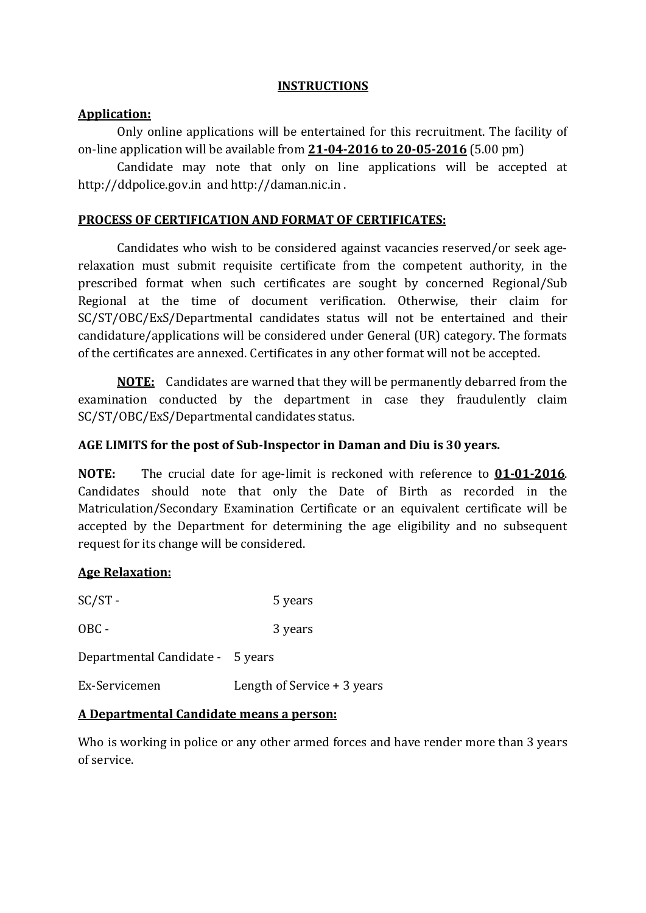# INSTRUCTIONS

## Application:

Only online applications will be entertained for this recruitment. The facility of on-line application will be available from **21-04-2016 to 20-05-2016** (5.00 pm)

Candidate may note that only on line applications will be accepted at http://ddpolice.gov.in and http://daman.nic.in .

## PROCESS OF CERTIFICATION AND FORMAT OF CERTIFICATES:

Candidates who wish to be considered against vacancies reserved/or seek age-relaxation must submit requisite certificate from the competent authority, in the prescribed format when such certificates are sought by concerned Regional/Sub Regional at the time of document verification. Otherwise, their claim for SC/ST/OBC/ExS/Departmental candidates status will not be entertained and their candidature/applications will be considered under General (UR) category. The formats of the certificates are annexed. Certificates in any other format will not be accepted.

**NOTE:** Candidates are warned that they will be permanently debarred from the examination conducted by the department in case they fraudulently claim SC/ST/OBC/ExS/Departmental candidates status.

**AGE LIMITS for the post of Sub-Inspector in Daman and Diu is 30 years.**

**NOTE:** The crucial date for age-limit is reckoned with reference to **01-01-2016**. Candidates should note that only the Date of Birth as recorded in the Matriculation/Secondary Examination Certificate or an equivalent certificate will be accepted by the Department for determining the age eligibility and no subsequent request for its change will be considered.

## Age Relaxation:

SC/ST - 5 years

OBC - 3 years

Departmental Candidate - 5 years

Ex-Servicemen Length of Service + 3 years

## A Departmental Candidate means a person:

Who is working in police or any other armed forces and have render more than 3 years of service.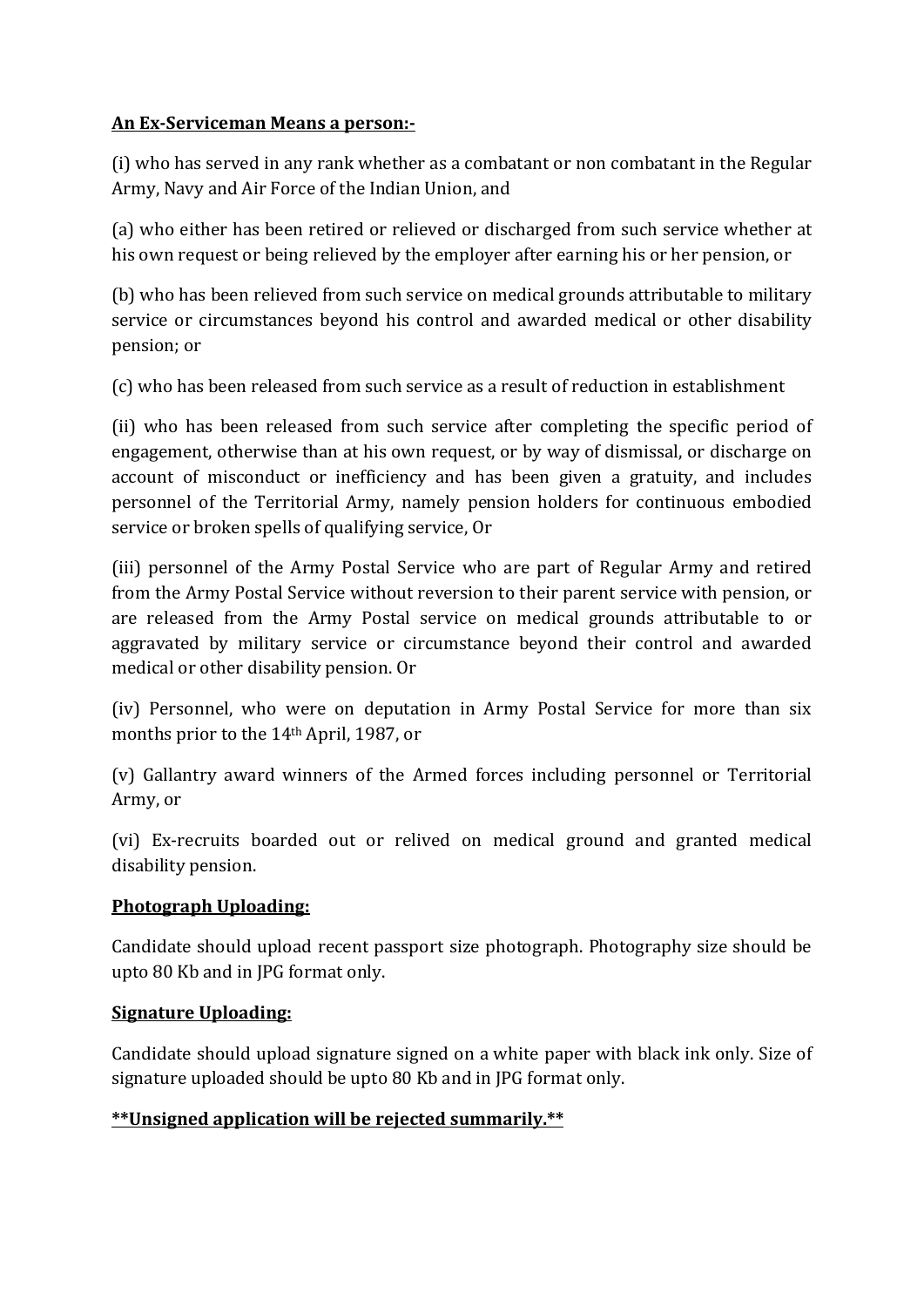**<u>An Ex-Serviceman Means a person:-</u>**

(i) who has served in any rank whether as a combatant or non combatant in the Regular Army, Navy and Air Force of the Indian Union, and

(a) who either has been retired or relieved or discharged from such service whether at his own request or being relieved by the employer after earning his or her pension, or

(b) who has been relieved from such service on medical grounds attributable to military service or circumstances beyond his control and awarded medical or other disability pension; or

(c) who has been released from such service as a result of reduction in establishment

(ii) who has been released from such service after completing the specific period of engagement, otherwise than at his own request, or by way of dismissal, or discharge on account of misconduct or inefficiency and has been given a gratuity, and includes personnel of the Territorial Army, namely pension holders for continuous embodied service or broken spells of qualifying service, Or

(iii) personnel of the Army Postal Service who are part of Regular Army and retired from the Army Postal Service without reversion to their parent service with pension, or are released from the Army Postal service on medical grounds attributable to or aggravated by military service or circumstance beyond their control and awarded medical or other disability pension. Or

(iv) Personnel, who were on deputation in Army Postal Service for more than six months prior to the 14th April, 1987, or

(v) Gallantry award winners of the Armed forces including personnel or Territorial Army, or

(vi) Ex-recruits boarded out or relived on medical ground and granted medical disability pension.

**<u>Photograph Uploading:</u>**

Candidate should upload recent passport size photograph. Photography size should be upto 80 Kb and in JPG format only.

**<u>Signature Uploading:</u>**

Candidate should upload signature signed on a white paper with black ink only. Size of signature uploaded should be upto 80 Kb and in JPG format only.

**<u>**Unsigned application will be rejected summarily.**</u>**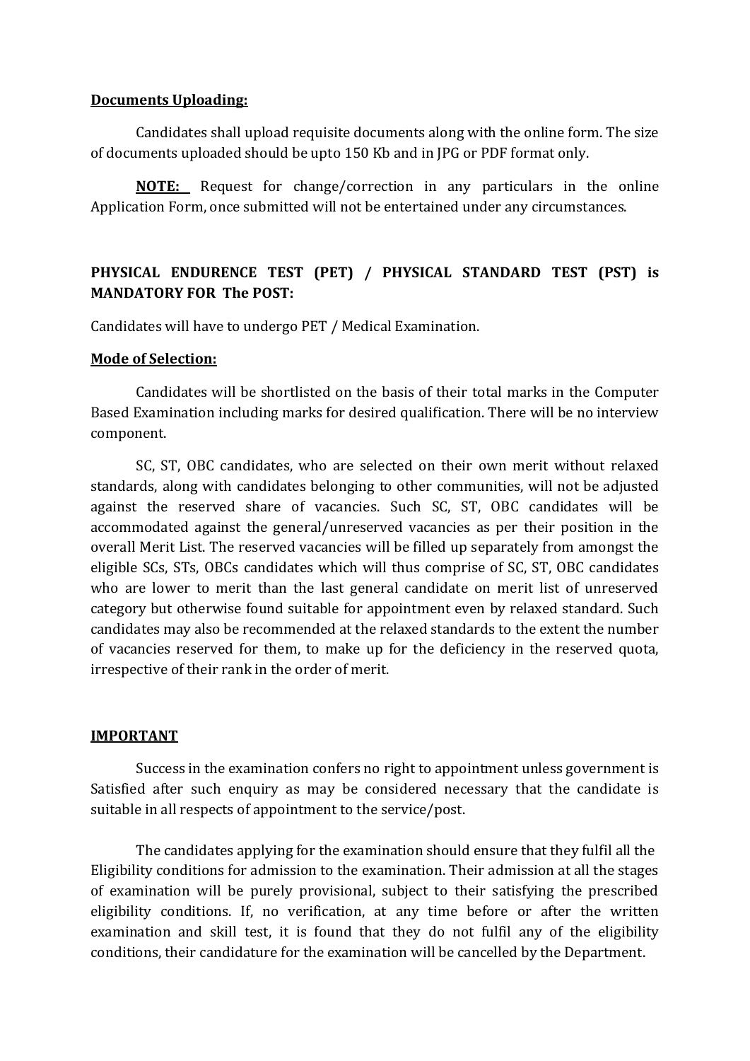**Documents Uploading:**

Candidates shall upload requisite documents along with the online form. The size of documents uploaded should be upto 150 Kb and in JPG or PDF format only.

**NOTE:** Request for change/correction in any particulars in the online Application Form, once submitted will not be entertained under any circumstances.

**PHYSICAL ENDURENCE TEST (PET) / PHYSICAL STANDARD TEST (PST) is MANDATORY FOR The POST:**

Candidates will have to undergo PET / Medical Examination.

**Mode of Selection:**

Candidates will be shortlisted on the basis of their total marks in the Computer Based Examination including marks for desired qualification. There will be no interview component.

SC, ST, OBC candidates, who are selected on their own merit without relaxed standards, along with candidates belonging to other communities, will not be adjusted against the reserved share of vacancies. Such SC, ST, OBC candidates will be accommodated against the general/unreserved vacancies as per their position in the overall Merit List. The reserved vacancies will be filled up separately from amongst the eligible SCs, STs, OBCs candidates which will thus comprise of SC, ST, OBC candidates who are lower to merit than the last general candidate on merit list of unreserved category but otherwise found suitable for appointment even by relaxed standard. Such candidates may also be recommended at the relaxed standards to the extent the number of vacancies reserved for them, to make up for the deficiency in the reserved quota, irrespective of their rank in the order of merit.

**IMPORTANT**

Success in the examination confers no right to appointment unless government is Satisfied after such enquiry as may be considered necessary that the candidate is suitable in all respects of appointment to the service/post.

The candidates applying for the examination should ensure that they fulfil all the Eligibility conditions for admission to the examination. Their admission at all the stages of examination will be purely provisional, subject to their satisfying the prescribed eligibility conditions. If, no verification, at any time before or after the written examination and skill test, it is found that they do not fulfil any of the eligibility conditions, their candidature for the examination will be cancelled by the Department.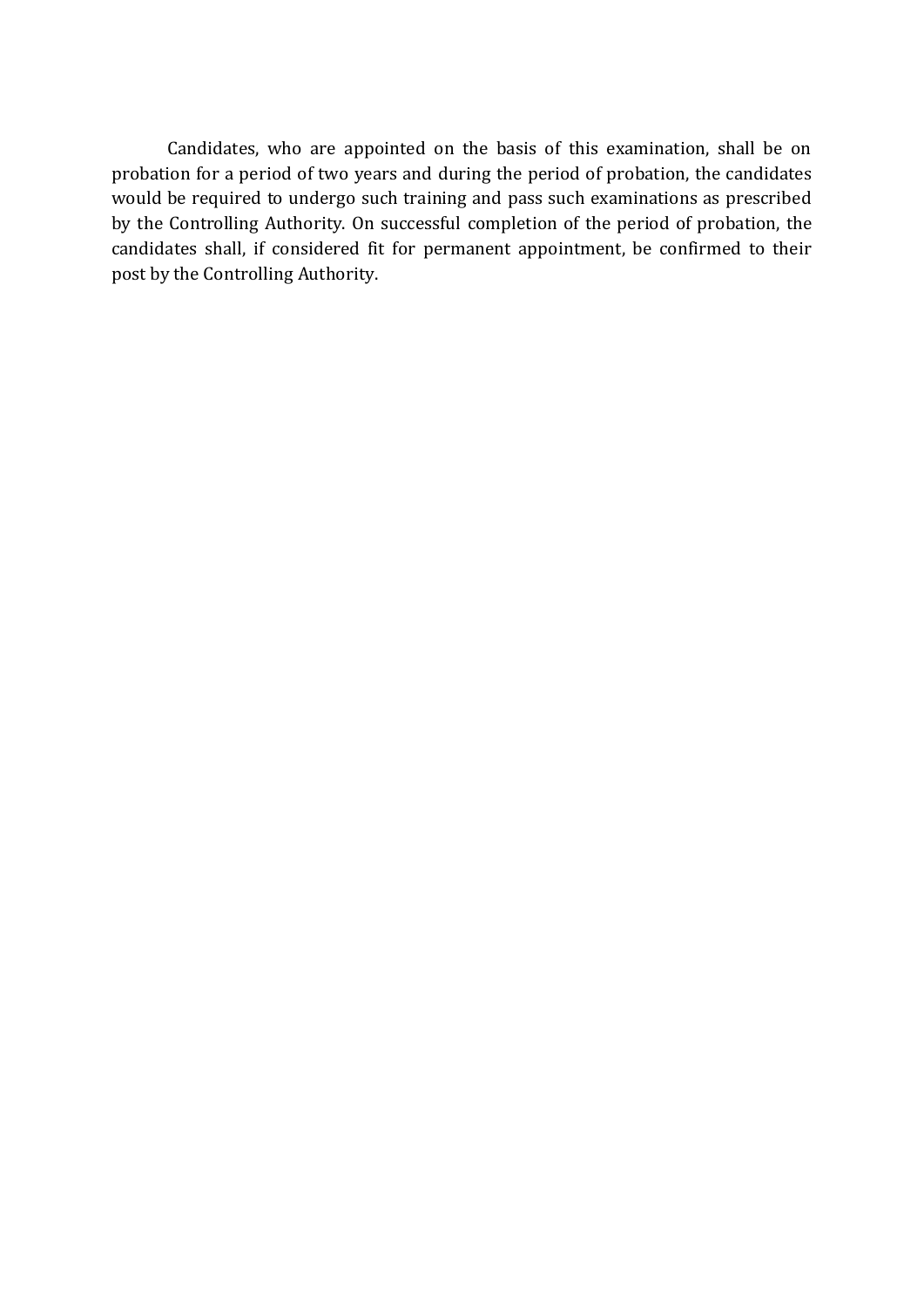Candidates, who are appointed on the basis of this examination, shall be on probation for a period of two years and during the period of probation, the candidates would be required to undergo such training and pass such examinations as prescribed by the Controlling Authority. On successful completion of the period of probation, the candidates shall, if considered fit for permanent appointment, be confirmed to their post by the Controlling Authority.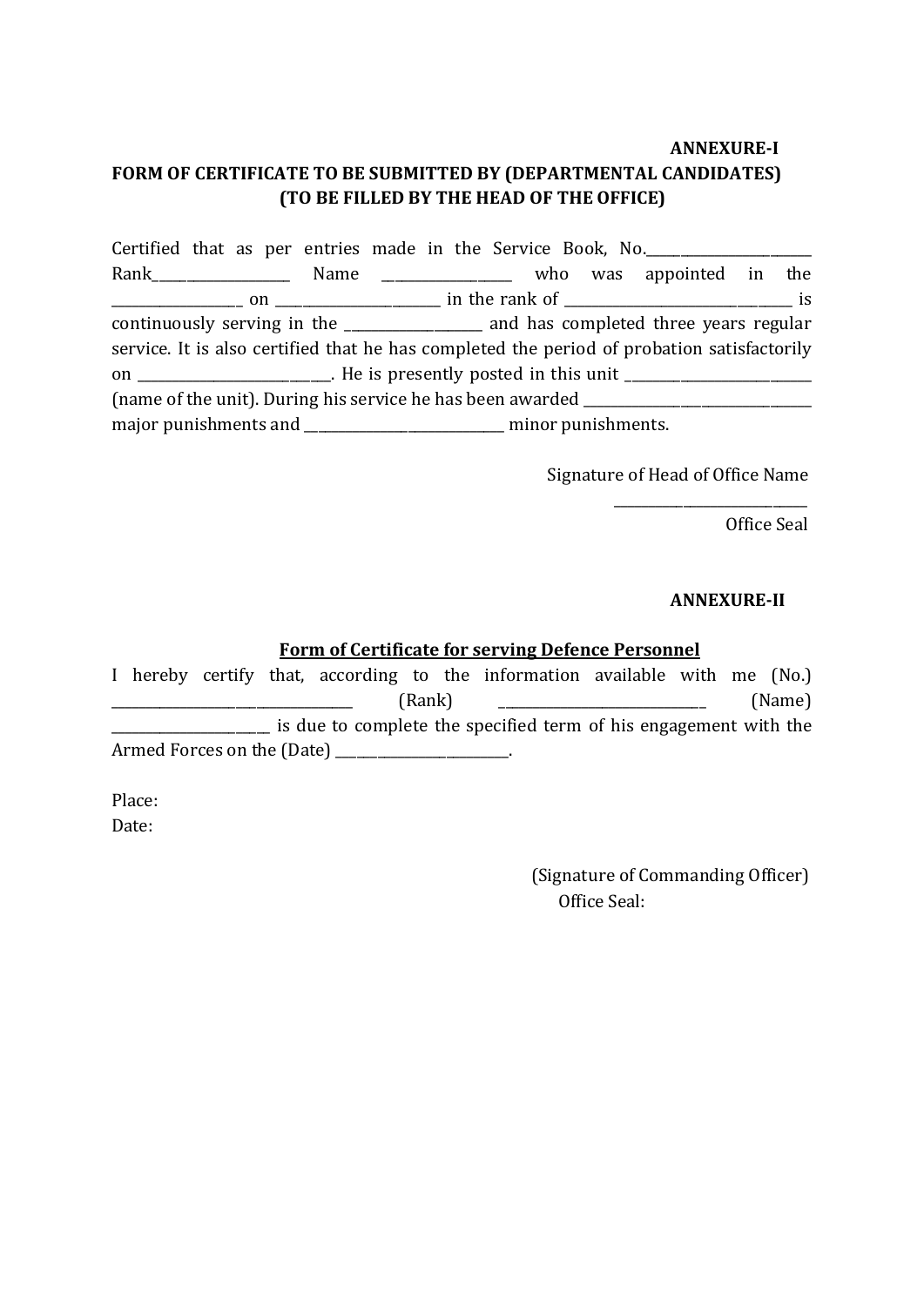**ANNEXURE-I**

**FORM OF CERTIFICATE TO BE SUBMITTED BY (DEPARTMENTAL CANDIDATES)**
**(TO BE FILLED BY THE HEAD OF THE OFFICE)**

Certified that as per entries made in the Service Book, No.________________________ Rank__________________ Name __________________ who was appointed in the __________________ on ______________________ in the rank of _______________________________ is continuously serving in the ___________________ and has completed three years regular service. It is also certified that he has completed the period of probation satisfactorily on ___________________________. He is presently posted in this unit ___________________________ (name of the unit). During his service he has been awarded ________________________________ major punishments and ____________________________ minor punishments.

Signature of Head of Office Name
___________________________
Office Seal

**ANNEXURE-II**

**Form of Certificate for serving Defence Personnel**

I hereby certify that, according to the information available with me (No.) __________________________________ (Rank) _____________________________ (Name) ______________________ is due to complete the specified term of his engagement with the Armed Forces on the (Date) ________________________.

Place:
Date:

(Signature of Commanding Officer)
Office Seal: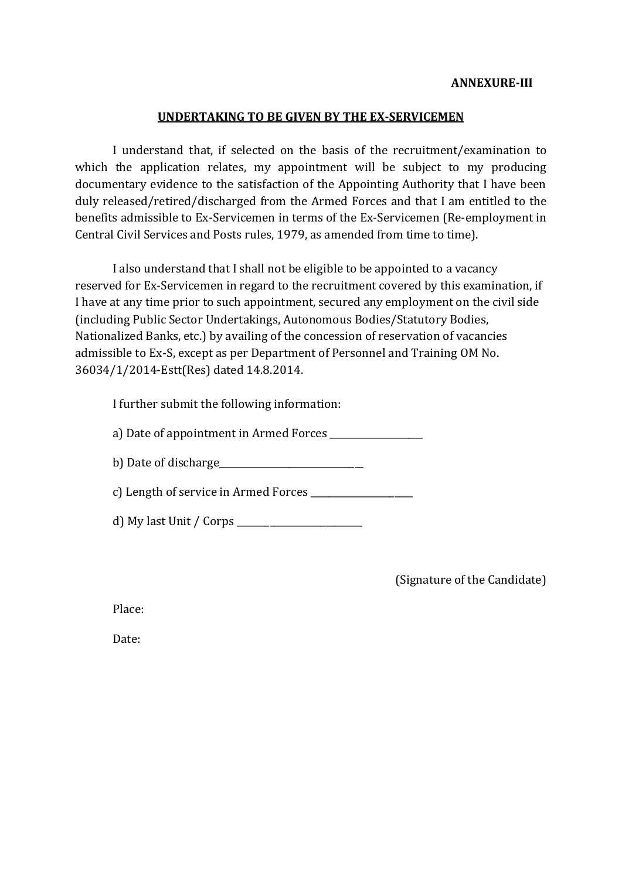**ANNEXURE-III**

## UNDERTAKING TO BE GIVEN BY THE EX-SERVICEMEN

I understand that, if selected on the basis of the recruitment/examination to which the application relates, my appointment will be subject to my producing documentary evidence to the satisfaction of the Appointing Authority that I have been duly released/retired/discharged from the Armed Forces and that I am entitled to the benefits admissible to Ex-Servicemen in terms of the Ex-Servicemen (Re-employment in Central Civil Services and Posts rules, 1979, as amended from time to time).

I also understand that I shall not be eligible to be appointed to a vacancy reserved for Ex-Servicemen in regard to the recruitment covered by this examination, if I have at any time prior to such appointment, secured any employment on the civil side (including Public Sector Undertakings, Autonomous Bodies/Statutory Bodies, Nationalized Banks, etc.) by availing of the concession of reservation of vacancies admissible to Ex-S, except as per Department of Personnel and Training OM No. 36034/1/2014-Estt(Res) dated 14.8.2014.

I further submit the following information:

a) Date of appointment in Armed Forces ____________________

b) Date of discharge_______________________________

c) Length of service in Armed Forces ______________________

d) My last Unit / Corps ____________________________

(Signature of the Candidate)

Place:

Date: